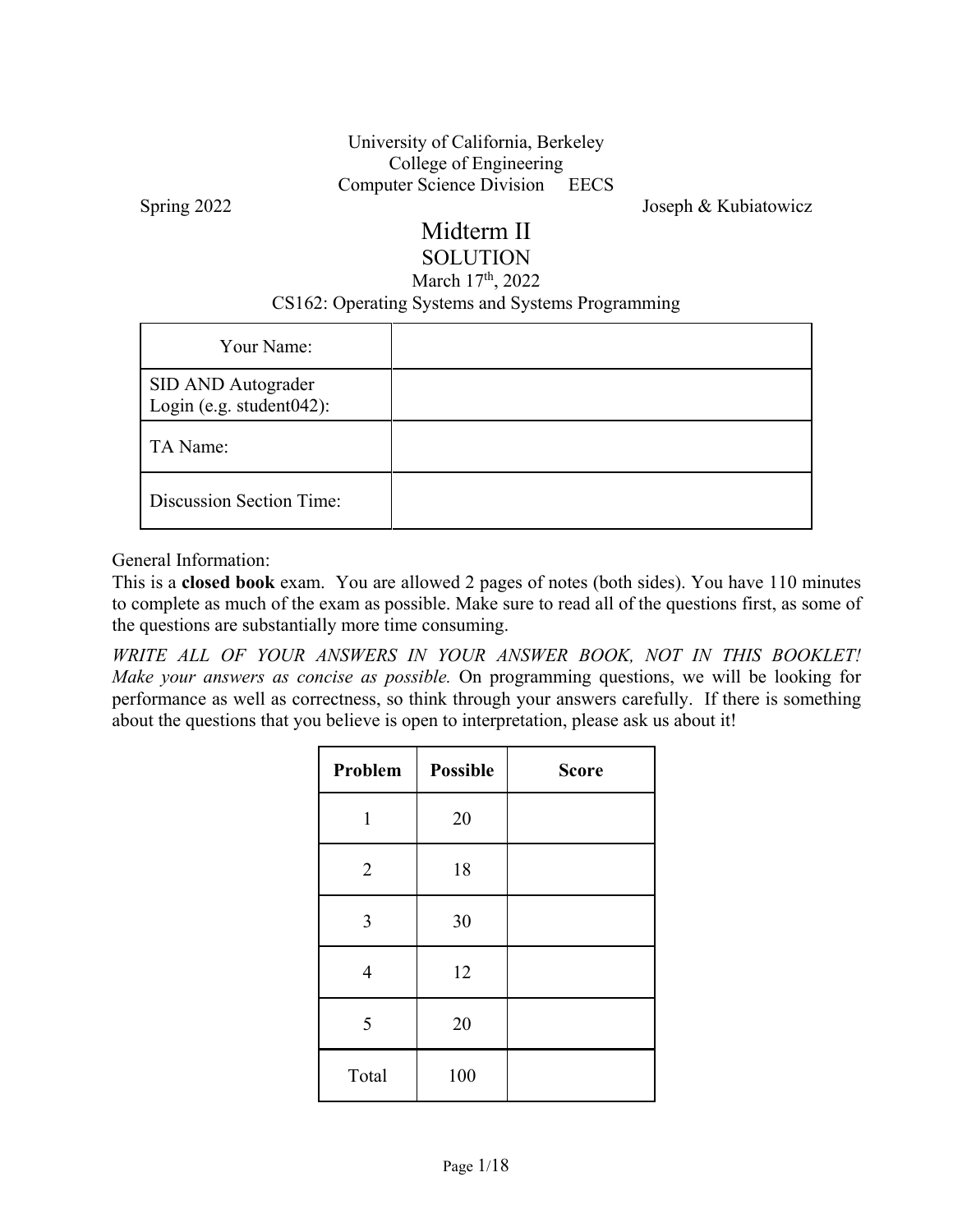University of California, Berkeley
College of Engineering
Computer Science Division EECS

Spring 2022 Joseph & Kubiatowicz

# Midterm II

## SOLUTION

March 17th, 2022

CS162: Operating Systems and Systems Programming

| Your Name: | |
|---|---|
| SID AND Autograder Login (e.g. student042): | |
| TA Name: | |
| Discussion Section Time: | |

General Information:

This is a **closed book** exam. You are allowed 2 pages of notes (both sides). You have 110 minutes to complete as much of the exam as possible. Make sure to read all of the questions first, as some of the questions are substantially more time consuming.

*WRITE ALL OF YOUR ANSWERS IN YOUR ANSWER BOOK, NOT IN THIS BOOKLET! Make your answers as concise as possible.* On programming questions, we will be looking for performance as well as correctness, so think through your answers carefully. If there is something about the questions that you believe is open to interpretation, please ask us about it!

| Problem | Possible | Score |
|---|---|---|
| 1 | 20 | |
| 2 | 18 | |
| 3 | 30 | |
| 4 | 12 | |
| 5 | 20 | |
| Total | 100 | |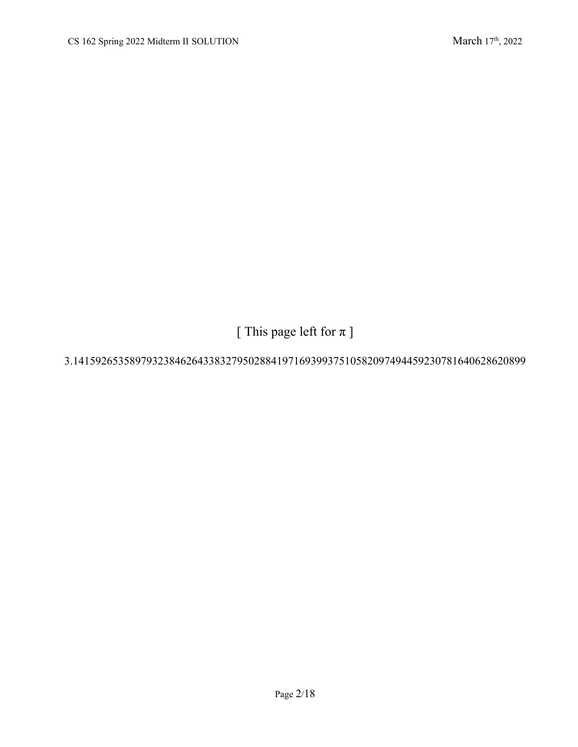[ This page left for π ]

3.14159265358979323846264338327950288419716939937510582097494459230781640628620899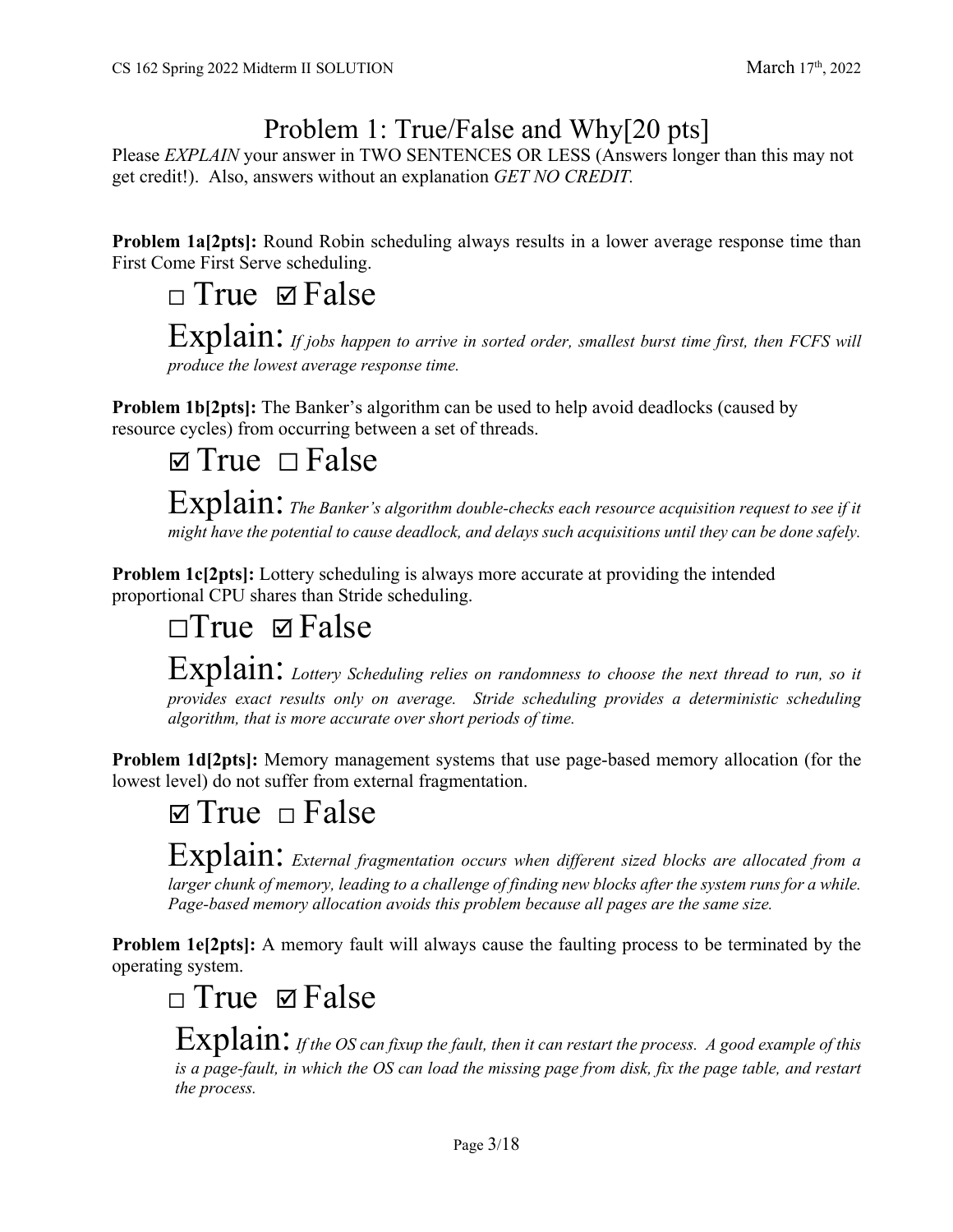# Problem 1: True/False and Why[20 pts]

Please *EXPLAIN* your answer in TWO SENTENCES OR LESS (Answers longer than this may not get credit!). Also, answers without an explanation *GET NO CREDIT.*

**Problem 1a[2pts]:** Round Robin scheduling always results in a lower average response time than First Come First Serve scheduling.

□ True ☑ False

Explain: *If jobs happen to arrive in sorted order, smallest burst time first, then FCFS will produce the lowest average response time.*

**Problem 1b[2pts]:** The Banker's algorithm can be used to help avoid deadlocks (caused by resource cycles) from occurring between a set of threads.

☑ True □ False

Explain: *The Banker's algorithm double-checks each resource acquisition request to see if it might have the potential to cause deadlock, and delays such acquisitions until they can be done safely.*

**Problem 1c[2pts]:** Lottery scheduling is always more accurate at providing the intended proportional CPU shares than Stride scheduling.

□True ☑ False

Explain: *Lottery Scheduling relies on randomness to choose the next thread to run, so it provides exact results only on average. Stride scheduling provides a deterministic scheduling algorithm, that is more accurate over short periods of time.*

**Problem 1d[2pts]:** Memory management systems that use page-based memory allocation (for the lowest level) do not suffer from external fragmentation.

☑ True □ False

Explain: *External fragmentation occurs when different sized blocks are allocated from a larger chunk of memory, leading to a challenge of finding new blocks after the system runs for a while. Page-based memory allocation avoids this problem because all pages are the same size.*

**Problem 1e[2pts]:** A memory fault will always cause the faulting process to be terminated by the operating system.

□ True ☑ False

Explain: *If the OS can fixup the fault, then it can restart the process. A good example of this is a page-fault, in which the OS can load the missing page from disk, fix the page table, and restart the process.*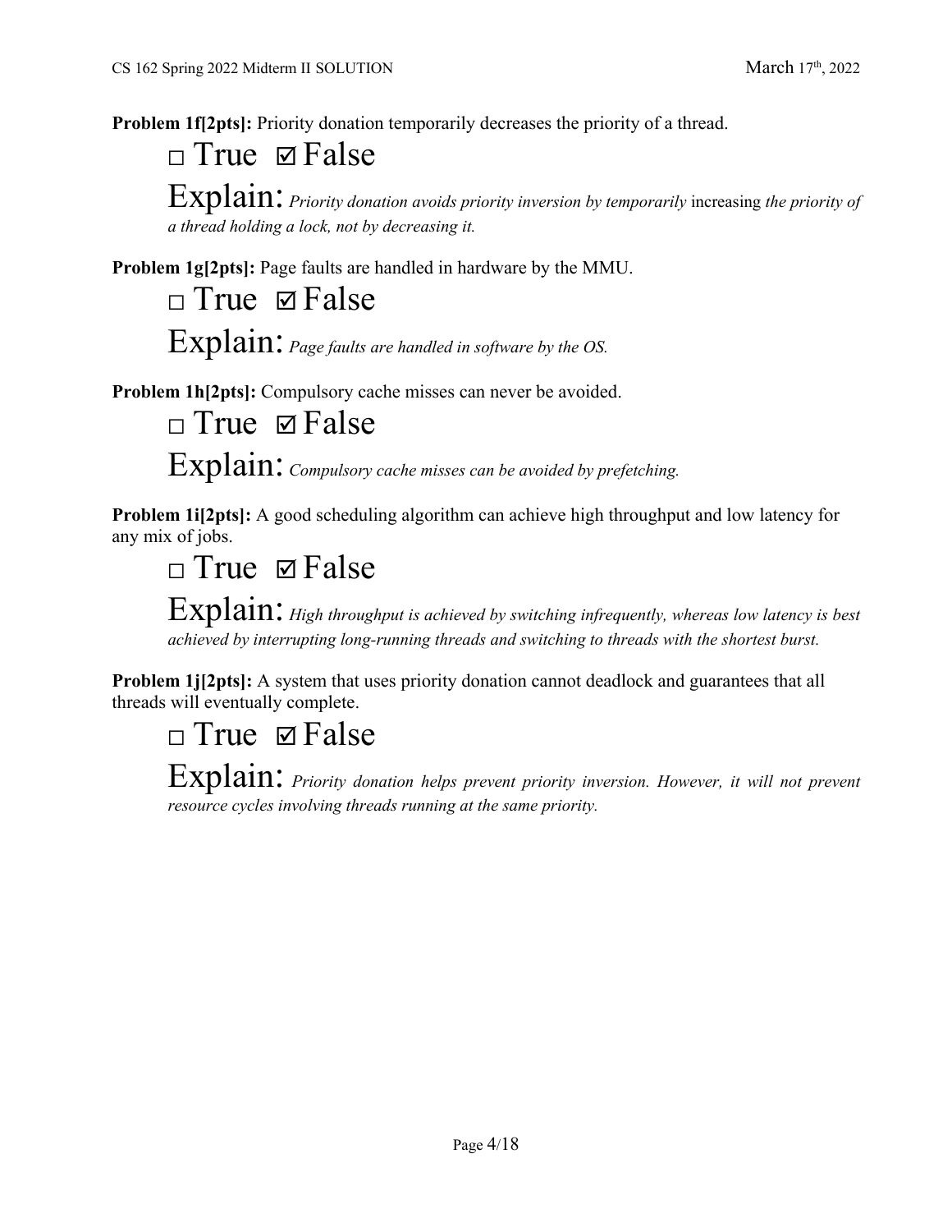**Problem 1f[2pts]:** Priority donation temporarily decreases the priority of a thread.

□ True ☑ False

Explain: *Priority donation avoids priority inversion by temporarily* increasing *the priority of a thread holding a lock, not by decreasing it.*

**Problem 1g[2pts]:** Page faults are handled in hardware by the MMU.

□ True ☑ False

Explain: *Page faults are handled in software by the OS.*

**Problem 1h[2pts]:** Compulsory cache misses can never be avoided.

□ True ☑ False

Explain: *Compulsory cache misses can be avoided by prefetching.*

**Problem 1i[2pts]:** A good scheduling algorithm can achieve high throughput and low latency for any mix of jobs.

□ True ☑ False

Explain: *High throughput is achieved by switching infrequently, whereas low latency is best achieved by interrupting long-running threads and switching to threads with the shortest burst.*

**Problem 1j[2pts]:** A system that uses priority donation cannot deadlock and guarantees that all threads will eventually complete.

□ True ☑ False

Explain: *Priority donation helps prevent priority inversion. However, it will not prevent resource cycles involving threads running at the same priority.*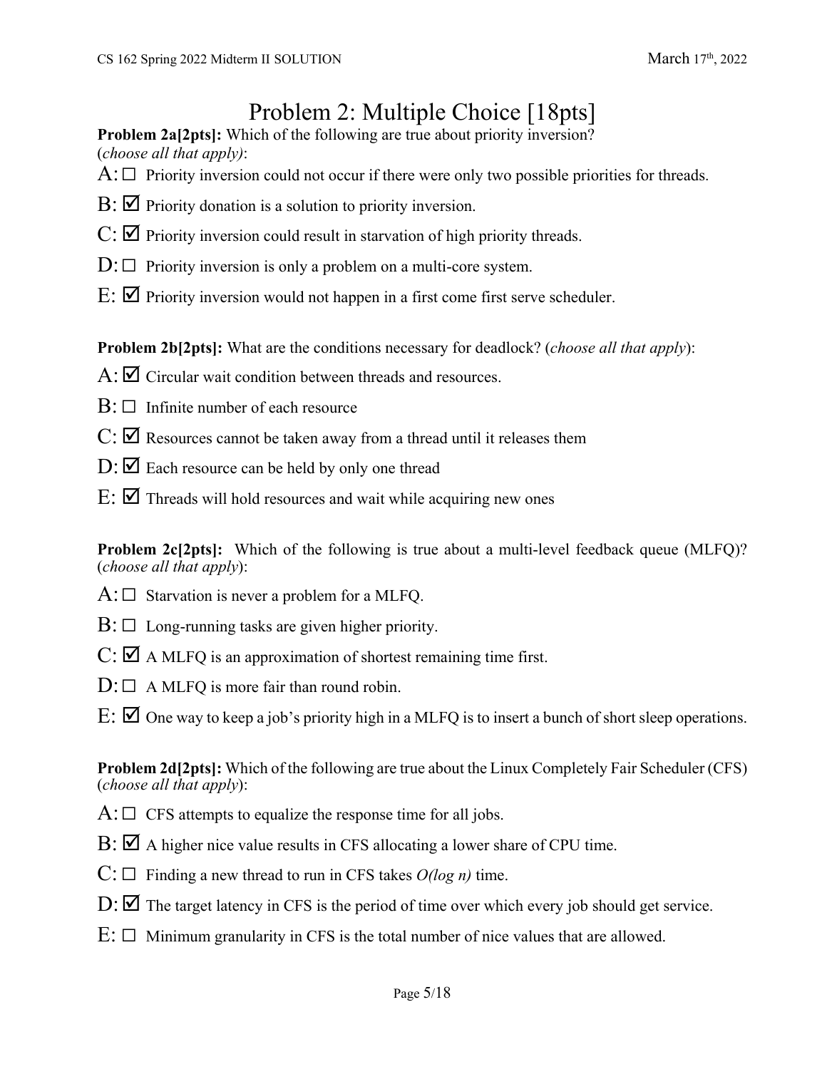# Problem 2: Multiple Choice [18pts]

**Problem 2a[2pts]:** Which of the following are true about priority inversion? (*choose all that apply)*:

A: ☐ Priority inversion could not occur if there were only two possible priorities for threads.

B: ☑ Priority donation is a solution to priority inversion.

C: ☑ Priority inversion could result in starvation of high priority threads.

D: ☐ Priority inversion is only a problem on a multi-core system.

E: ☑ Priority inversion would not happen in a first come first serve scheduler.

**Problem 2b[2pts]:** What are the conditions necessary for deadlock? (*choose all that apply*):

A: ☑ Circular wait condition between threads and resources.

B: ☐ Infinite number of each resource

C: ☑ Resources cannot be taken away from a thread until it releases them

D: ☑ Each resource can be held by only one thread

E: ☑ Threads will hold resources and wait while acquiring new ones

**Problem 2c[2pts]:** Which of the following is true about a multi-level feedback queue (MLFQ)? (*choose all that apply*):

A: ☐ Starvation is never a problem for a MLFQ.

B: ☐ Long-running tasks are given higher priority.

C: ☑ A MLFQ is an approximation of shortest remaining time first.

D: ☐ A MLFQ is more fair than round robin.

E: ☑ One way to keep a job's priority high in a MLFQ is to insert a bunch of short sleep operations.

**Problem 2d[2pts]:** Which of the following are true about the Linux Completely Fair Scheduler (CFS) (*choose all that apply*):

A: ☐ CFS attempts to equalize the response time for all jobs.

B: ☑ A higher nice value results in CFS allocating a lower share of CPU time.

C: ☐ Finding a new thread to run in CFS takes *O(log n)* time.

D: ☑ The target latency in CFS is the period of time over which every job should get service.

E: ☐ Minimum granularity in CFS is the total number of nice values that are allowed.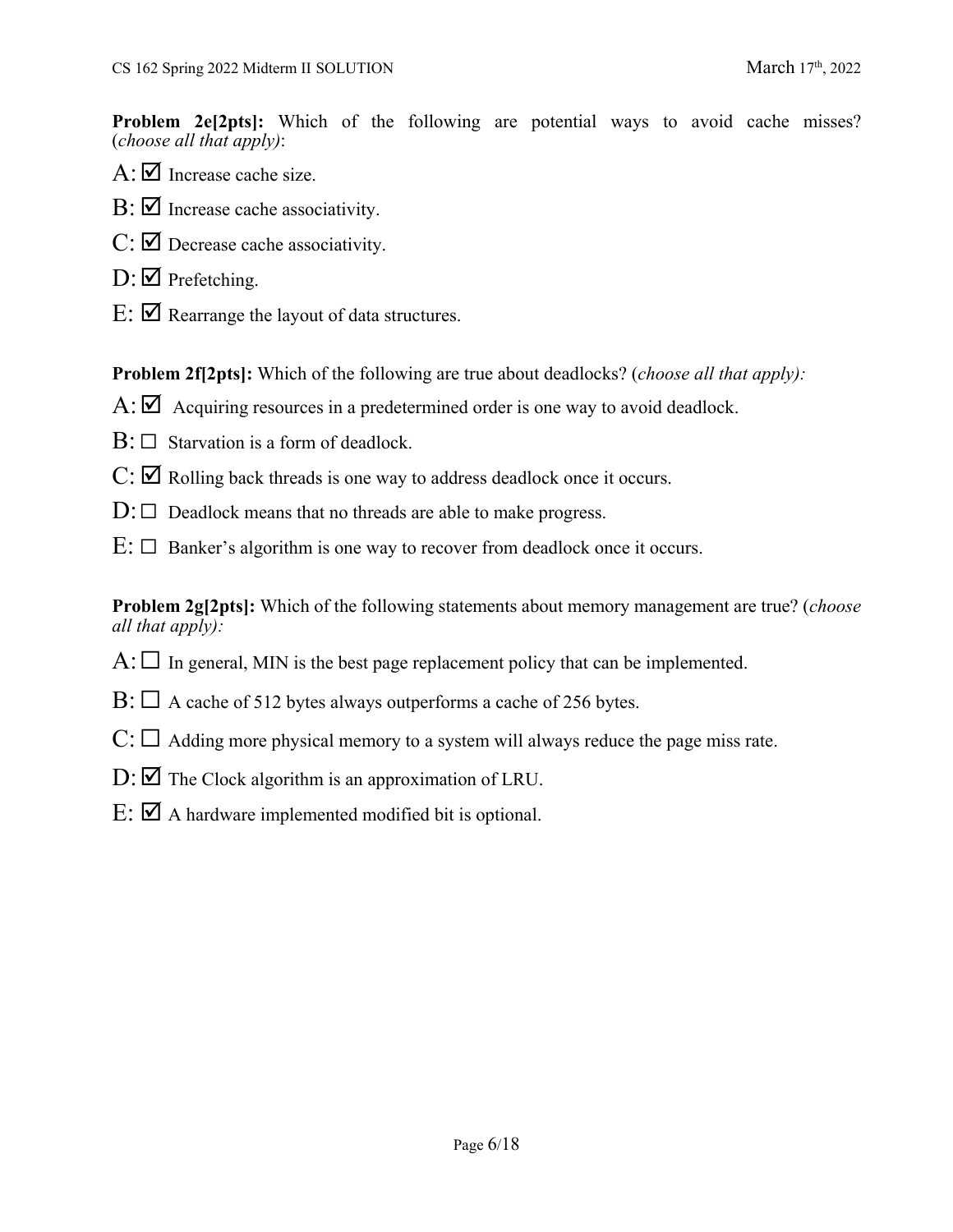**Problem 2e[2pts]:** Which of the following are potential ways to avoid cache misses? (*choose all that apply)*:

A: ☑ Increase cache size.

B: ☑ Increase cache associativity.

C: ☑ Decrease cache associativity.

D: ☑ Prefetching.

E: ☑ Rearrange the layout of data structures.

**Problem 2f[2pts]:** Which of the following are true about deadlocks? (*choose all that apply):*

A: ☑ Acquiring resources in a predetermined order is one way to avoid deadlock.

B: ☐ Starvation is a form of deadlock.

C: ☑ Rolling back threads is one way to address deadlock once it occurs.

D: ☐ Deadlock means that no threads are able to make progress.

E: ☐ Banker's algorithm is one way to recover from deadlock once it occurs.

**Problem 2g[2pts]:** Which of the following statements about memory management are true? (*choose all that apply):*

A: ☐ In general, MIN is the best page replacement policy that can be implemented.

B: ☐ A cache of 512 bytes always outperforms a cache of 256 bytes.

C: ☐ Adding more physical memory to a system will always reduce the page miss rate.

D: ☑ The Clock algorithm is an approximation of LRU.

E: ☑ A hardware implemented modified bit is optional.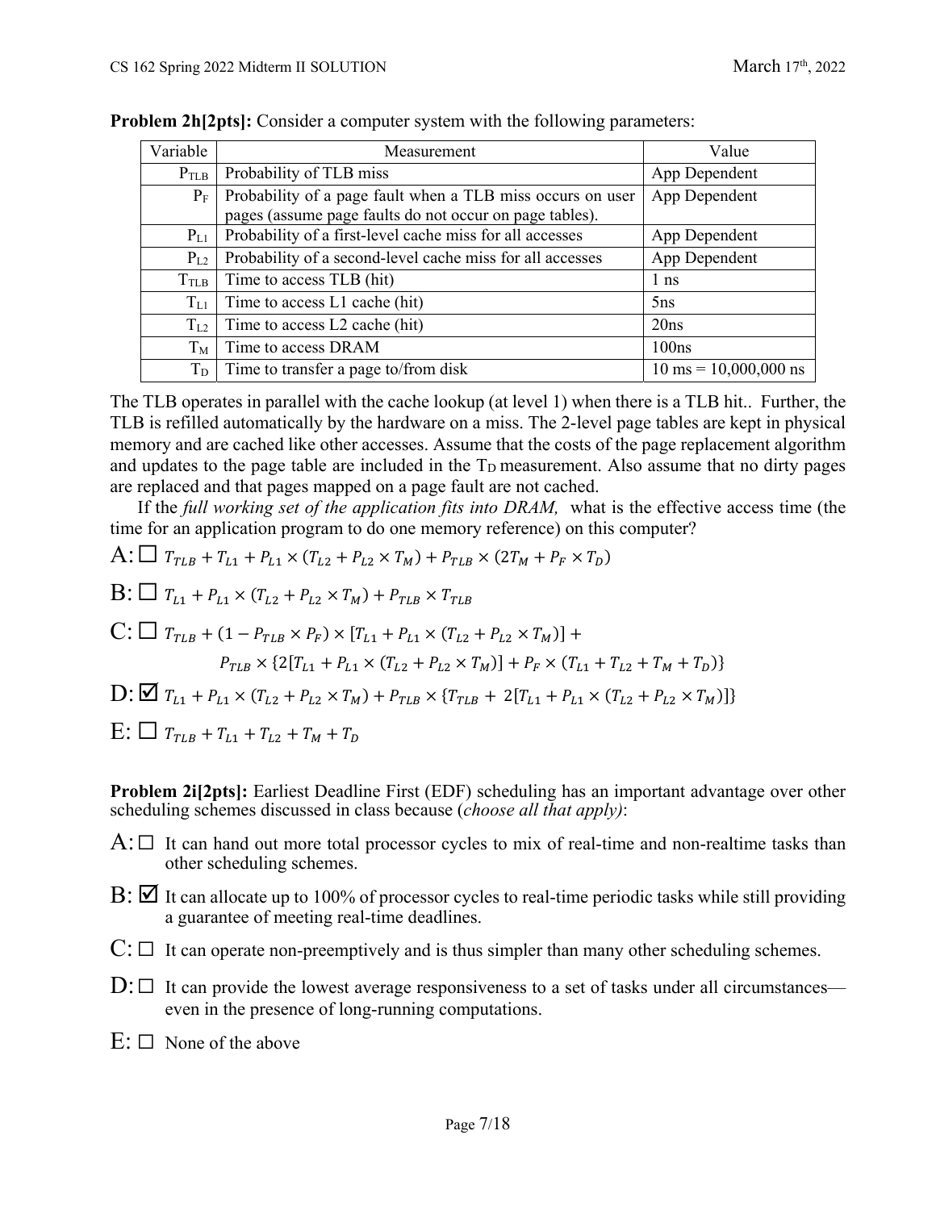**Problem 2h[2pts]:** Consider a computer system with the following parameters:

| Variable | Measurement | Value |
|---|---|---|
| $P_{TLB}$ | Probability of TLB miss | App Dependent |
| $P_F$ | Probability of a page fault when a TLB miss occurs on user pages (assume page faults do not occur on page tables). | App Dependent |
| $P_{L1}$ | Probability of a first-level cache miss for all accesses | App Dependent |
| $P_{L2}$ | Probability of a second-level cache miss for all accesses | App Dependent |
| $T_{TLB}$ | Time to access TLB (hit) | 1 ns |
| $T_{L1}$ | Time to access L1 cache (hit) | 5ns |
| $T_{L2}$ | Time to access L2 cache (hit) | 20ns |
| $T_M$ | Time to access DRAM | 100ns |
| $T_D$ | Time to transfer a page to/from disk | 10 ms = 10,000,000 ns |

The TLB operates in parallel with the cache lookup (at level 1) when there is a TLB hit.. Further, the TLB is refilled automatically by the hardware on a miss. The 2-level page tables are kept in physical memory and are cached like other accesses. Assume that the costs of the page replacement algorithm and updates to the page table are included in the $T_D$ measurement. Also assume that no dirty pages are replaced and that pages mapped on a page fault are not cached.

If the *full working set of the application fits into DRAM,* what is the effective access time (the time for an application program to do one memory reference) on this computer?

A: ☐ $T_{TLB} + T_{L1} + P_{L1} \times (T_{L2} + P_{L2} \times T_M) + P_{TLB} \times (2T_M + P_F \times T_D)$

B: ☐ $T_{L1} + P_{L1} \times (T_{L2} + P_{L2} \times T_M) + P_{TLB} \times T_{TLB}$

C: ☐ $T_{TLB} + (1 - P_{TLB} \times P_F) \times [T_{L1} + P_{L1} \times (T_{L2} + P_{L2} \times T_M)] +$
$P_{TLB} \times \{2[T_{L1} + P_{L1} \times (T_{L2} + P_{L2} \times T_M)] + P_F \times (T_{L1} + T_{L2} + T_M + T_D)\}$

D: ☑ $T_{L1} + P_{L1} \times (T_{L2} + P_{L2} \times T_M) + P_{TLB} \times \{T_{TLB} + 2[T_{L1} + P_{L1} \times (T_{L2} + P_{L2} \times T_M)]\}$

E: ☐ $T_{TLB} + T_{L1} + T_{L2} + T_M + T_D$

**Problem 2i[2pts]:** Earliest Deadline First (EDF) scheduling has an important advantage over other scheduling schemes discussed in class because (*choose all that apply)*:

A: ☐ It can hand out more total processor cycles to mix of real-time and non-realtime tasks than other scheduling schemes.

B: ☑ It can allocate up to 100% of processor cycles to real-time periodic tasks while still providing a guarantee of meeting real-time deadlines.

C: ☐ It can operate non-preemptively and is thus simpler than many other scheduling schemes.

D: ☐ It can provide the lowest average responsiveness to a set of tasks under all circumstances—even in the presence of long-running computations.

E: ☐ None of the above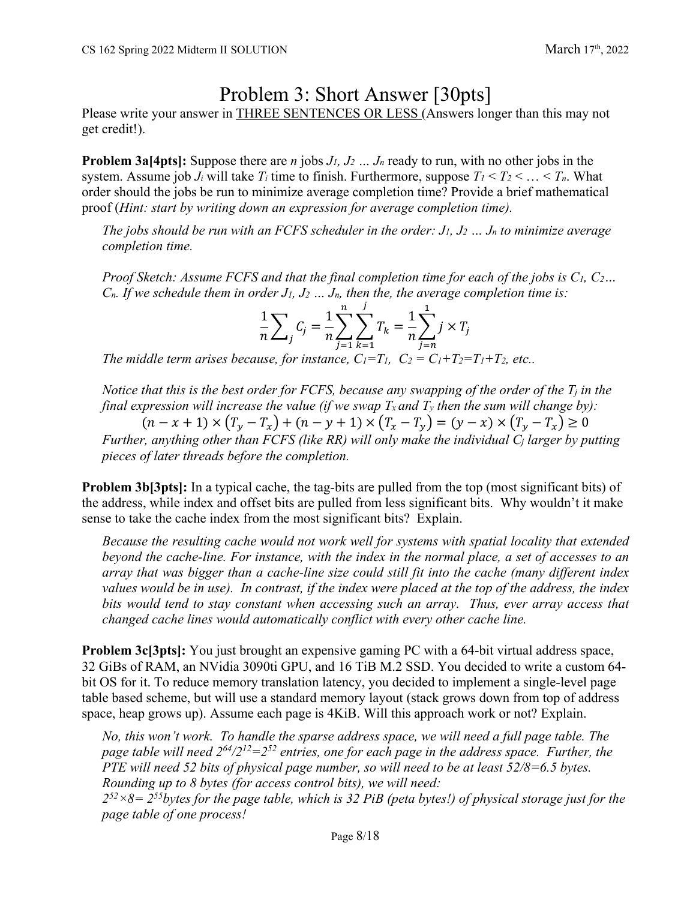# Problem 3: Short Answer [30pts]

Please write your answer in <u>THREE SENTENCES OR LESS</u> (Answers longer than this may not get credit!).

**Problem 3a[4pts]:** Suppose there are $n$ jobs $J_1, J_2 \ldots J_n$ ready to run, with no other jobs in the system. Assume job $J_i$ will take $T_i$ time to finish. Furthermore, suppose $T_1 < T_2 < \ldots < T_n$. What order should the jobs be run to minimize average completion time? Provide a brief mathematical proof (*Hint: start by writing down an expression for average completion time).*

*The jobs should be run with an FCFS scheduler in the order: $J_1, J_2 \ldots J_n$ to minimize average completion time.*

*Proof Sketch: Assume FCFS and that the final completion time for each of the jobs is $C_1, C_2 \ldots C_n$. If we schedule them in order $J_1, J_2 \ldots J_n$, then the, the average completion time is:*

$$\frac{1}{n}\sum_{j} C_j = \frac{1}{n}\sum_{j=1}^{n}\sum_{k=1}^{j} T_k = \frac{1}{n}\sum_{j=n}^{1} j \times T_j$$

*The middle term arises because, for instance, $C_1=T_1$, $C_2 = C_1+T_2=T_1+T_2$, etc..*

*Notice that this is the best order for FCFS, because any swapping of the order of the $T_j$ in the final expression will increase the value (if we swap $T_x$ and $T_y$ then the sum will change by):*

$$(n-x+1)\times(T_y - T_x) + (n-y+1)\times(T_x - T_y) = (y-x)\times(T_y - T_x) \geq 0$$

*Further, anything other than FCFS (like RR) will only make the individual $C_j$ larger by putting pieces of later threads before the completion.*

**Problem 3b[3pts]:** In a typical cache, the tag-bits are pulled from the top (most significant bits) of the address, while index and offset bits are pulled from less significant bits. Why wouldn't it make sense to take the cache index from the most significant bits? Explain.

*Because the resulting cache would not work well for systems with spatial locality that extended beyond the cache-line. For instance, with the index in the normal place, a set of accesses to an array that was bigger than a cache-line size could still fit into the cache (many different index values would be in use). In contrast, if the index were placed at the top of the address, the index bits would tend to stay constant when accessing such an array. Thus, ever array access that changed cache lines would automatically conflict with every other cache line.*

**Problem 3c[3pts]:** You just brought an expensive gaming PC with a 64-bit virtual address space, 32 GiBs of RAM, an NVidia 3090ti GPU, and 16 TiB M.2 SSD. You decided to write a custom 64-bit OS for it. To reduce memory translation latency, you decided to implement a single-level page table based scheme, but will use a standard memory layout (stack grows down from top of address space, heap grows up). Assume each page is 4KiB. Will this approach work or not? Explain.

*No, this won't work. To handle the sparse address space, we will need a full page table. The page table will need $2^{64}/2^{12}=2^{52}$ entries, one for each page in the address space. Further, the PTE will need 52 bits of physical page number, so will need to be at least 52/8=6.5 bytes. Rounding up to 8 bytes (for access control bits), we will need:*
*$2^{52}\times 8= 2^{55}$bytes for the page table, which is 32 PiB (peta bytes!) of physical storage just for the page table of one process!*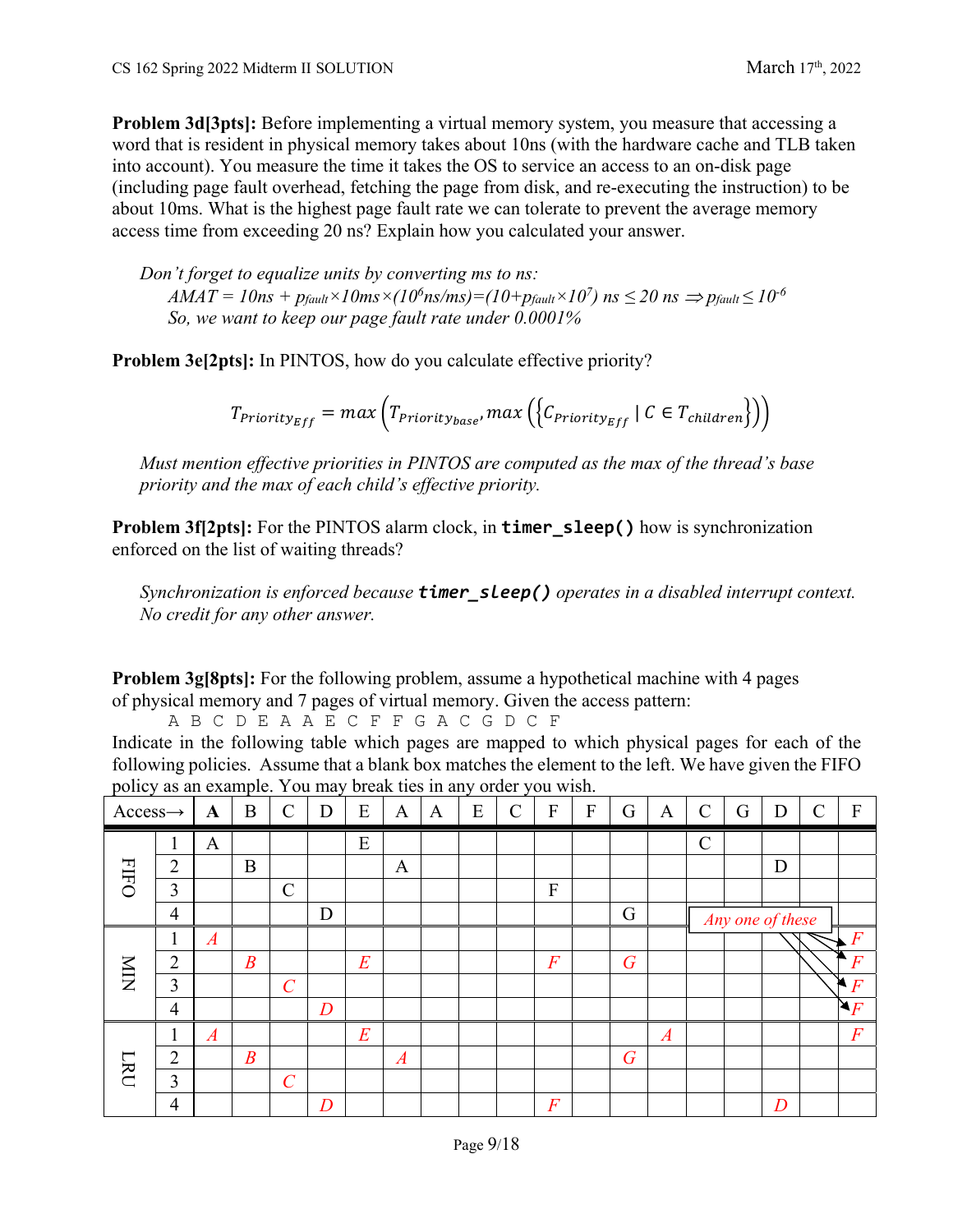**Problem 3d[3pts]:** Before implementing a virtual memory system, you measure that accessing a word that is resident in physical memory takes about 10ns (with the hardware cache and TLB taken into account). You measure the time it takes the OS to service an access to an on-disk page (including page fault overhead, fetching the page from disk, and re-executing the instruction) to be about 10ms. What is the highest page fault rate we can tolerate to prevent the average memory access time from exceeding 20 ns? Explain how you calculated your answer.

> *Don't forget to equalize units by converting ms to ns:*
>
> $AMAT = 10ns + p_{fault} \times 10ms \times (10^6 ns/ms) = (10 + p_{fault} \times 10^7)\ ns \leq 20\ ns \Rightarrow p_{fault} \leq 10^{-6}$
>
> *So, we want to keep our page fault rate under 0.0001%*

**Problem 3e[2pts]:** In PINTOS, how do you calculate effective priority?

$$T_{Priority_{Eff}} = max\left(T_{Priority_{base}}, max\left(\left\{C_{Priority_{Eff}} \mid C \in T_{children}\right\}\right)\right)$$

> *Must mention effective priorities in PINTOS are computed as the max of the thread's base priority and the max of each child's effective priority.*

**Problem 3f[2pts]:** For the PINTOS alarm clock, in **`timer_sleep()`** how is synchronization enforced on the list of waiting threads?

> *Synchronization is enforced because **`timer_sleep()`** operates in a disabled interrupt context. No credit for any other answer.*

**Problem 3g[8pts]:** For the following problem, assume a hypothetical machine with 4 pages of physical memory and 7 pages of virtual memory. Given the access pattern:

```
A B C D E A A E C F F G A C G D C F
```

Indicate in the following table which pages are mapped to which physical pages for each of the following policies. Assume that a blank box matches the element to the left. We have given the FIFO policy as an example. You may break ties in any order you wish.

| | Access→ | **A** | B | C | D | E | A | A | E | C | F | F | G | A | C | G | D | C | F |
|---|---|---|---|---|---|---|---|---|---|---|---|---|---|---|---|---|---|---|---|
| FIFO | 1 | A | | | | E | | | | | | | | | C | | | | |
| | 2 | | B | | | | A | | | | | | | | | | D | | |
| | 3 | | | C | | | | | | | F | | | | | | | | |
| | 4 | | | | D | | | | | | | | G | | | | | | |
| MIN | 1 | *A* | | | | | | | | | | | | | | | | | *F* |
| | 2 | | *B* | | | *E* | | | | | *F* | | *G* | | | | | | *F* |
| | 3 | | | *C* | | | | | | | | | | | | | | | *F* |
| | 4 | | | | *D* | | | | | | | | | | | | | | *F* |
| LRU | 1 | *A* | | | | *E* | | | | | | | | *A* | | | | | *F* |
| | 2 | | *B* | | | | *A* | | | | | | *G* | | | | | | |
| | 3 | | | *C* | | | | | | | | | | | | | | | |
| | 4 | | | | *D* | | | | | | *F* | | | | | | *D* | | |

*Any one of these* (MIN final F may go in any of the four physical pages)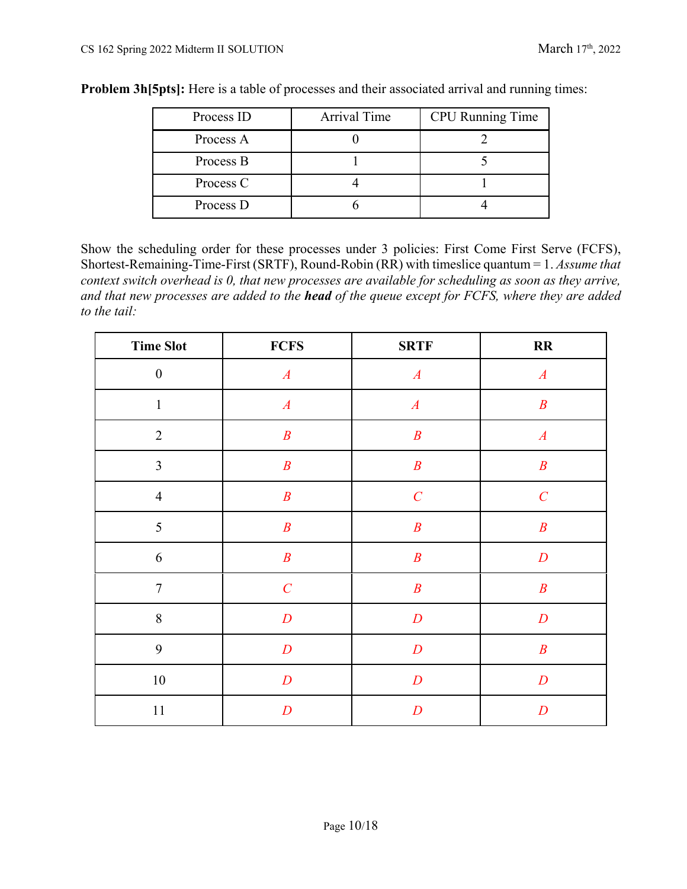**Problem 3h[5pts]:** Here is a table of processes and their associated arrival and running times:

| Process ID | Arrival Time | CPU Running Time |
|---|---|---|
| Process A | 0 | 2 |
| Process B | 1 | 5 |
| Process C | 4 | 1 |
| Process D | 6 | 4 |

Show the scheduling order for these processes under 3 policies: First Come First Serve (FCFS), Shortest-Remaining-Time-First (SRTF), Round-Robin (RR) with timeslice quantum = 1. *Assume that context switch overhead is 0, that new processes are available for scheduling as soon as they arrive, and that new processes are added to the **head** of the queue except for FCFS, where they are added to the tail:*

| Time Slot | FCFS | SRTF | RR |
|---|---|---|---|
| 0 | *A* | *A* | *A* |
| 1 | *A* | *A* | *B* |
| 2 | *B* | *B* | *A* |
| 3 | *B* | *B* | *B* |
| 4 | *B* | *C* | *C* |
| 5 | *B* | *B* | *B* |
| 6 | *B* | *B* | *D* |
| 7 | *C* | *B* | *B* |
| 8 | *D* | *D* | *D* |
| 9 | *D* | *D* | *B* |
| 10 | *D* | *D* | *D* |
| 11 | *D* | *D* | *D* |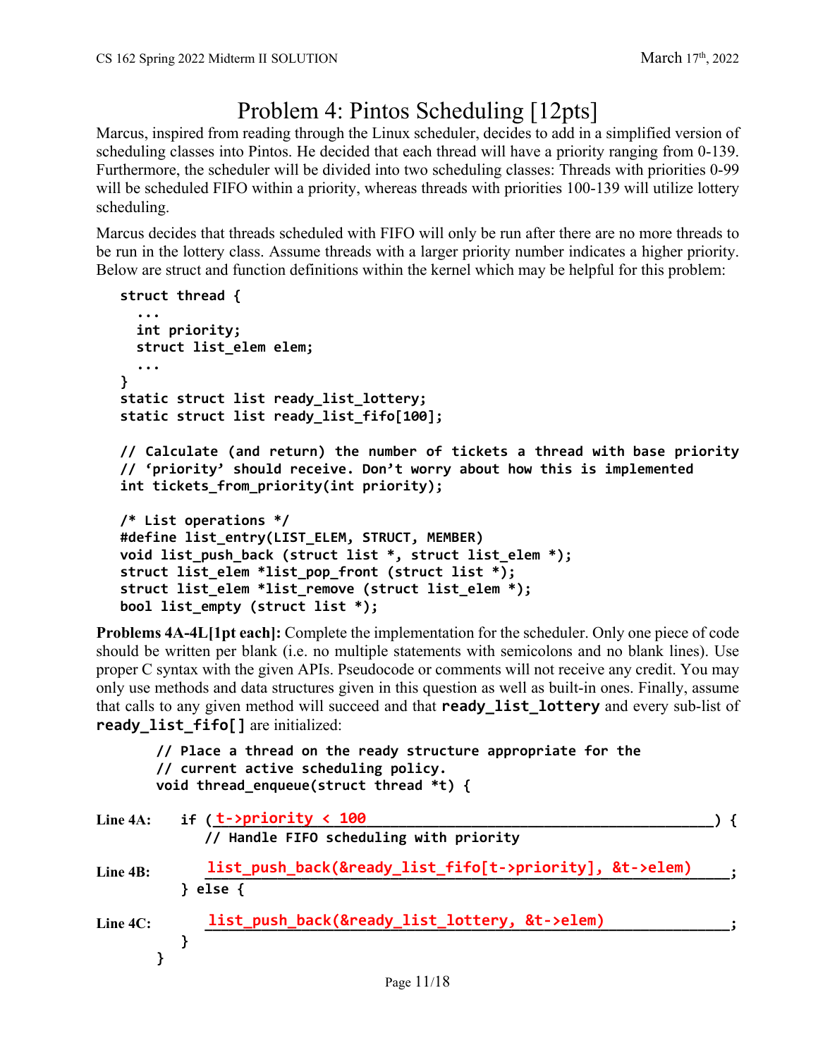# Problem 4: Pintos Scheduling [12pts]

Marcus, inspired from reading through the Linux scheduler, decides to add in a simplified version of scheduling classes into Pintos. He decided that each thread will have a priority ranging from 0-139. Furthermore, the scheduler will be divided into two scheduling classes: Threads with priorities 0-99 will be scheduled FIFO within a priority, whereas threads with priorities 100-139 will utilize lottery scheduling.

Marcus decides that threads scheduled with FIFO will only be run after there are no more threads to be run in the lottery class. Assume threads with a larger priority number indicates a higher priority. Below are struct and function definitions within the kernel which may be helpful for this problem:

```
struct thread {
  ...
  int priority;
  struct list_elem elem;
  ...
}
static struct list ready_list_lottery;
static struct list ready_list_fifo[100];

// Calculate (and return) the number of tickets a thread with base priority
// 'priority' should receive. Don't worry about how this is implemented
int tickets_from_priority(int priority);

/* List operations */
#define list_entry(LIST_ELEM, STRUCT, MEMBER)
void list_push_back (struct list *, struct list_elem *);
struct list_elem *list_pop_front (struct list *);
struct list_elem *list_remove (struct list_elem *);
bool list_empty (struct list *);
```

**Problems 4A-4L[1pt each]:** Complete the implementation for the scheduler. Only one piece of code should be written per blank (i.e. no multiple statements with semicolons and no blank lines). Use proper C syntax with the given APIs. Pseudocode or comments will not receive any credit. You may only use methods and data structures given in this question as well as built-in ones. Finally, assume that calls to any given method will succeed and that **`ready_list_lottery`** and every sub-list of **`ready_list_fifo[]`** are initialized:

```
        // Place a thread on the ready structure appropriate for the
        // current active scheduling policy.
        void thread_enqueue(struct thread *t) {
Line 4A:    if (t->priority < 100) {
              // Handle FIFO scheduling with priority
Line 4B:      list_push_back(&ready_list_fifo[t->priority], &t->elem);
            } else {
Line 4C:      list_push_back(&ready_list_lottery, &t->elem);
            }
        }
```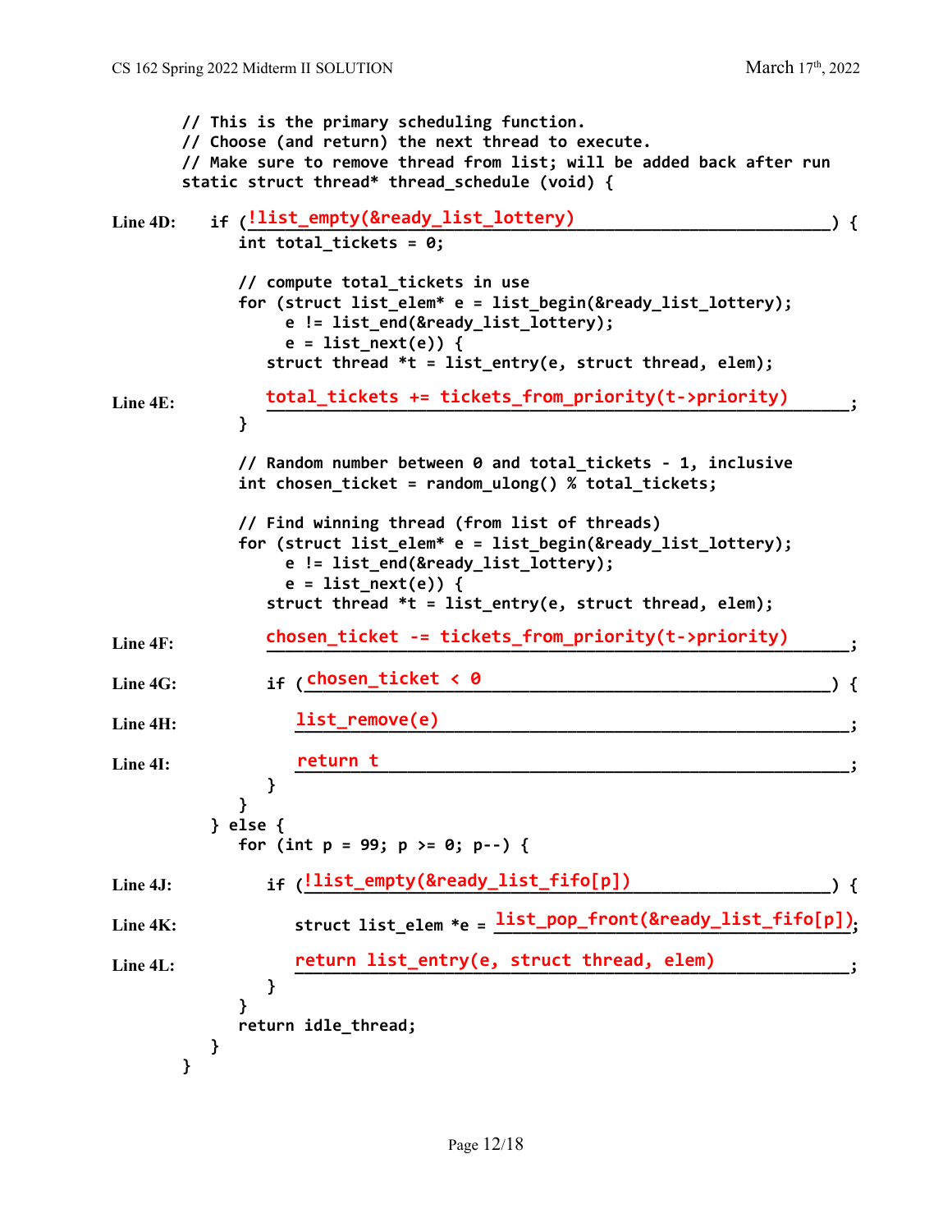```
        // This is the primary scheduling function.
        // Choose (and return) the next thread to execute.
        // Make sure to remove thread from list; will be added back after run
        static struct thread* thread_schedule (void) {

Line 4D:    if (!list_empty(&ready_list_lottery)) {
              int total_tickets = 0;

              // compute total_tickets in use
              for (struct list_elem* e = list_begin(&ready_list_lottery);
                   e != list_end(&ready_list_lottery);
                   e = list_next(e)) {
                 struct thread *t = list_entry(e, struct thread, elem);

Line 4E:         total_tickets += tickets_from_priority(t->priority);
              }

              // Random number between 0 and total_tickets - 1, inclusive
              int chosen_ticket = random_ulong() % total_tickets;

              // Find winning thread (from list of threads)
              for (struct list_elem* e = list_begin(&ready_list_lottery);
                   e != list_end(&ready_list_lottery);
                   e = list_next(e)) {
                 struct thread *t = list_entry(e, struct thread, elem);

Line 4F:         chosen_ticket -= tickets_from_priority(t->priority);

Line 4G:         if (chosen_ticket < 0) {

Line 4H:            list_remove(e);

Line 4I:            return t;
                 }
              }
            } else {
              for (int p = 99; p >= 0; p--) {

Line 4J:         if (!list_empty(&ready_list_fifo[p])) {

Line 4K:            struct list_elem *e = list_pop_front(&ready_list_fifo[p]);

Line 4L:            return list_entry(e, struct thread, elem);
                 }
              }
              return idle_thread;
            }
        }
```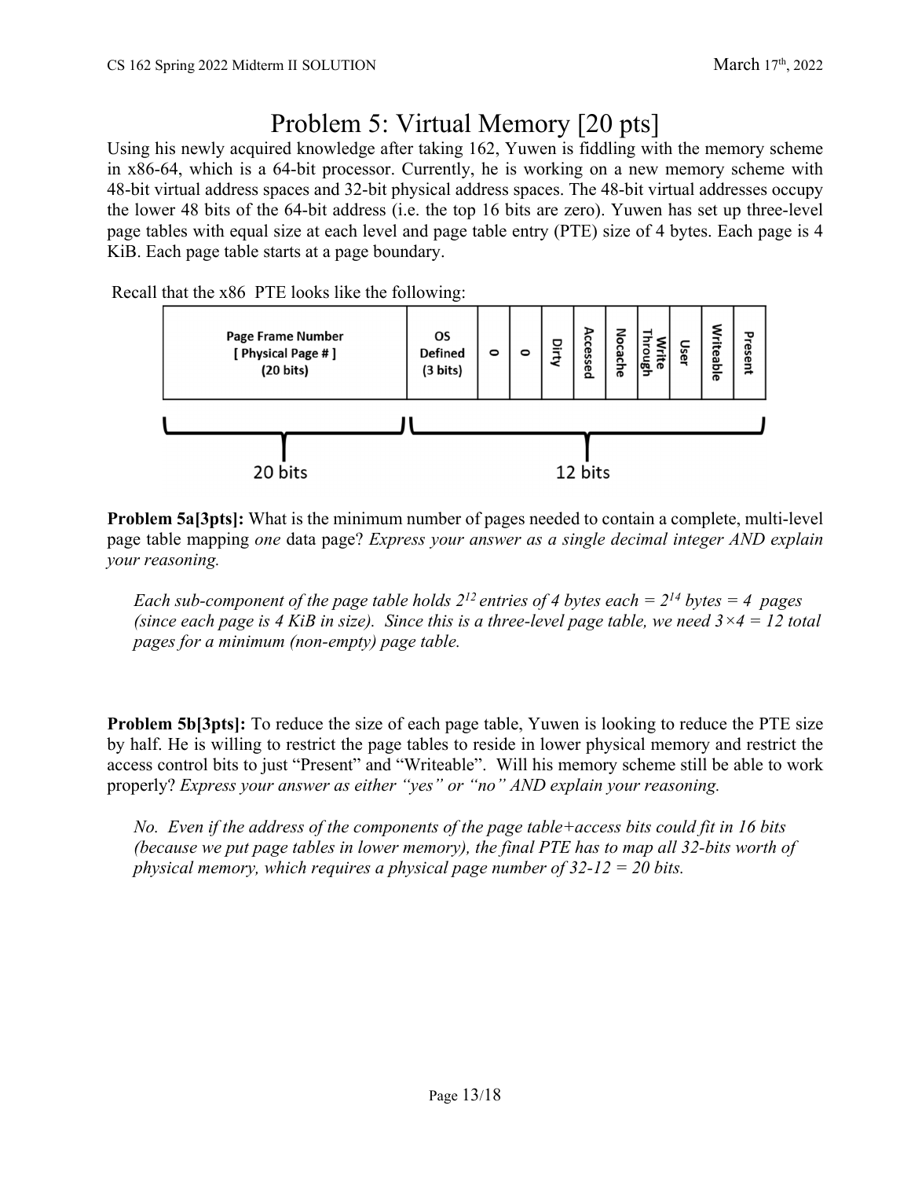# Problem 5: Virtual Memory [20 pts]

Using his newly acquired knowledge after taking 162, Yuwen is fiddling with the memory scheme in x86-64, which is a 64-bit processor. Currently, he is working on a new memory scheme with 48-bit virtual address spaces and 32-bit physical address spaces. The 48-bit virtual addresses occupy the lower 48 bits of the 64-bit address (i.e. the top 16 bits are zero). Yuwen has set up three-level page tables with equal size at each level and page table entry (PTE) size of 4 bytes. Each page is 4 KiB. Each page table starts at a page boundary.

Recall that the x86 PTE looks like the following:

| Page Frame Number [ Physical Page # ] (20 bits) | OS Defined (3 bits) | 0 | 0 | Dirty | Accessed | Nocache | Write Through | User | Writeable | Present |
|---|---|---|---|---|---|---|---|---|---|---|
| 20 bits | 12 bits | | | | | | | | | |

**Problem 5a[3pts]:** What is the minimum number of pages needed to contain a complete, multi-level page table mapping *one* data page? *Express your answer as a single decimal integer AND explain your reasoning.*

*Each sub-component of the page table holds $2^{12}$ entries of 4 bytes each = $2^{14}$ bytes = 4 pages (since each page is 4 KiB in size). Since this is a three-level page table, we need $3 \times 4 = 12$ total pages for a minimum (non-empty) page table.*

**Problem 5b[3pts]:** To reduce the size of each page table, Yuwen is looking to reduce the PTE size by half. He is willing to restrict the page tables to reside in lower physical memory and restrict the access control bits to just "Present" and "Writeable". Will his memory scheme still be able to work properly? *Express your answer as either "yes" or "no" AND explain your reasoning.*

*No. Even if the address of the components of the page table+access bits could fit in 16 bits (because we put page tables in lower memory), the final PTE has to map all 32-bits worth of physical memory, which requires a physical page number of 32-12 = 20 bits.*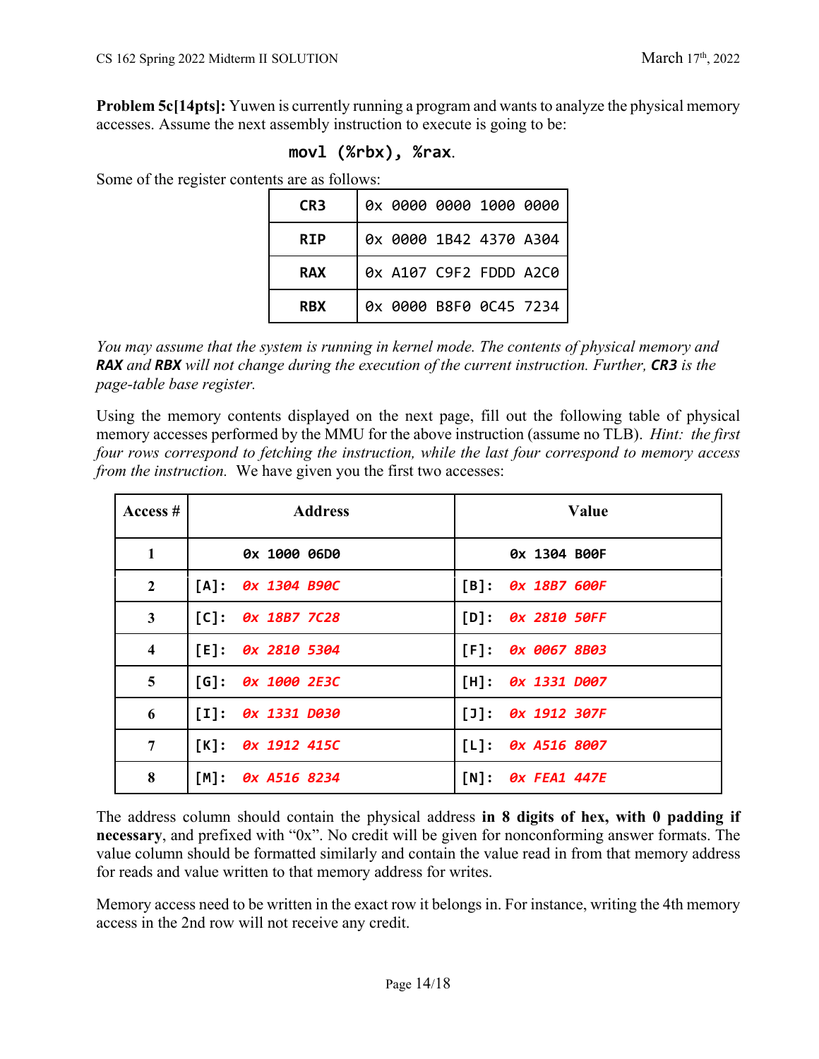**Problem 5c[14pts]:** Yuwen is currently running a program and wants to analyze the physical memory accesses. Assume the next assembly instruction to execute is going to be:

```
movl (%rbx), %rax.
```

Some of the register contents are as follows:

| | |
|---|---|
| **CR3** | `0x 0000 0000 1000 0000` |
| **RIP** | `0x 0000 1B42 4370 A304` |
| **RAX** | `0x A107 C9F2 FDDD A2C0` |
| **RBX** | `0x 0000 B8F0 0C45 7234` |

*You may assume that the system is running in kernel mode. The contents of physical memory and* ***RAX*** *and* ***RBX*** *will not change during the execution of the current instruction. Further,* ***CR3*** *is the page-table base register.*

Using the memory contents displayed on the next page, fill out the following table of physical memory accesses performed by the MMU for the above instruction (assume no TLB). *Hint: the first four rows correspond to fetching the instruction, while the last four correspond to memory access from the instruction.* We have given you the first two accesses:

| Access # | Address | Value |
|---|---|---|
| **1** | `0x 1000 06D0` | `0x 1304 B00F` |
| **2** | `[A]:` *`0x 1304 B90C`* | `[B]:` *`0x 18B7 600F`* |
| **3** | `[C]:` *`0x 18B7 7C28`* | `[D]:` *`0x 2810 50FF`* |
| **4** | `[E]:` *`0x 2810 5304`* | `[F]:` *`0x 0067 8B03`* |
| **5** | `[G]:` *`0x 1000 2E3C`* | `[H]:` *`0x 1331 D007`* |
| **6** | `[I]:` *`0x 1331 D030`* | `[J]:` *`0x 1912 307F`* |
| **7** | `[K]:` *`0x 1912 415C`* | `[L]:` *`0x A516 8007`* |
| **8** | `[M]:` *`0x A516 8234`* | `[N]:` *`0x FEA1 447E`* |

The address column should contain the physical address **in 8 digits of hex, with 0 padding if necessary**, and prefixed with "0x". No credit will be given for nonconforming answer formats. The value column should be formatted similarly and contain the value read in from that memory address for reads and value written to that memory address for writes.

Memory access need to be written in the exact row it belongs in. For instance, writing the 4th memory access in the 2nd row will not receive any credit.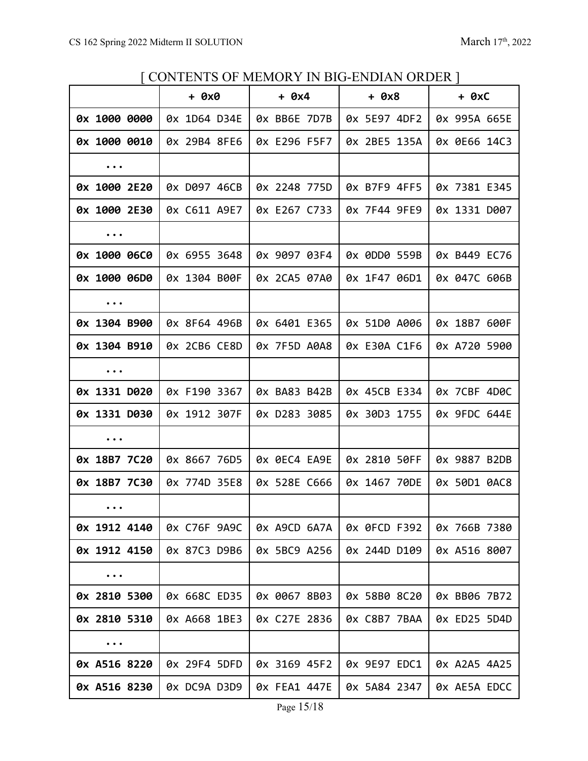[ CONTENTS OF MEMORY IN BIG-ENDIAN ORDER ]

| | + 0x0 | + 0x4 | + 0x8 | + 0xC |
|---|---|---|---|---|
| **0x 1000 0000** | 0x 1D64 D34E | 0x BB6E 7D7B | 0x 5E97 4DF2 | 0x 995A 665E |
| **0x 1000 0010** | 0x 29B4 8FE6 | 0x E296 F5F7 | 0x 2BE5 135A | 0x 0E66 14C3 |
| **...** | | | | |
| **0x 1000 2E20** | 0x D097 46CB | 0x 2248 775D | 0x B7F9 4FF5 | 0x 7381 E345 |
| **0x 1000 2E30** | 0x C611 A9E7 | 0x E267 C733 | 0x 7F44 9FE9 | 0x 1331 D007 |
| **...** | | | | |
| **0x 1000 06C0** | 0x 6955 3648 | 0x 9097 03F4 | 0x 0DD0 559B | 0x B449 EC76 |
| **0x 1000 06D0** | 0x 1304 B00F | 0x 2CA5 07A0 | 0x 1F47 06D1 | 0x 047C 606B |
| **...** | | | | |
| **0x 1304 B900** | 0x 8F64 496B | 0x 6401 E365 | 0x 51D0 A006 | 0x 18B7 600F |
| **0x 1304 B910** | 0x 2CB6 CE8D | 0x 7F5D A0A8 | 0x E30A C1F6 | 0x A720 5900 |
| **...** | | | | |
| **0x 1331 D020** | 0x F190 3367 | 0x BA83 B42B | 0x 45CB E334 | 0x 7CBF 4D0C |
| **0x 1331 D030** | 0x 1912 307F | 0x D283 3085 | 0x 30D3 1755 | 0x 9FDC 644E |
| **...** | | | | |
| **0x 18B7 7C20** | 0x 8667 76D5 | 0x 0EC4 EA9E | 0x 2810 50FF | 0x 9887 B2DB |
| **0x 18B7 7C30** | 0x 774D 35E8 | 0x 528E C666 | 0x 1467 70DE | 0x 50D1 0AC8 |
| **...** | | | | |
| **0x 1912 4140** | 0x C76F 9A9C | 0x A9CD 6A7A | 0x 0FCD F392 | 0x 766B 7380 |
| **0x 1912 4150** | 0x 87C3 D9B6 | 0x 5BC9 A256 | 0x 244D D109 | 0x A516 8007 |
| **...** | | | | |
| **0x 2810 5300** | 0x 668C ED35 | 0x 0067 8B03 | 0x 58B0 8C20 | 0x BB06 7B72 |
| **0x 2810 5310** | 0x A668 1BE3 | 0x C27E 2836 | 0x C8B7 7BAA | 0x ED25 5D4D |
| **...** | | | | |
| **0x A516 8220** | 0x 29F4 5DFD | 0x 3169 45F2 | 0x 9E97 EDC1 | 0x A2A5 4A25 |
| **0x A516 8230** | 0x DC9A D3D9 | 0x FEA1 447E | 0x 5A84 2347 | 0x AE5A EDCC |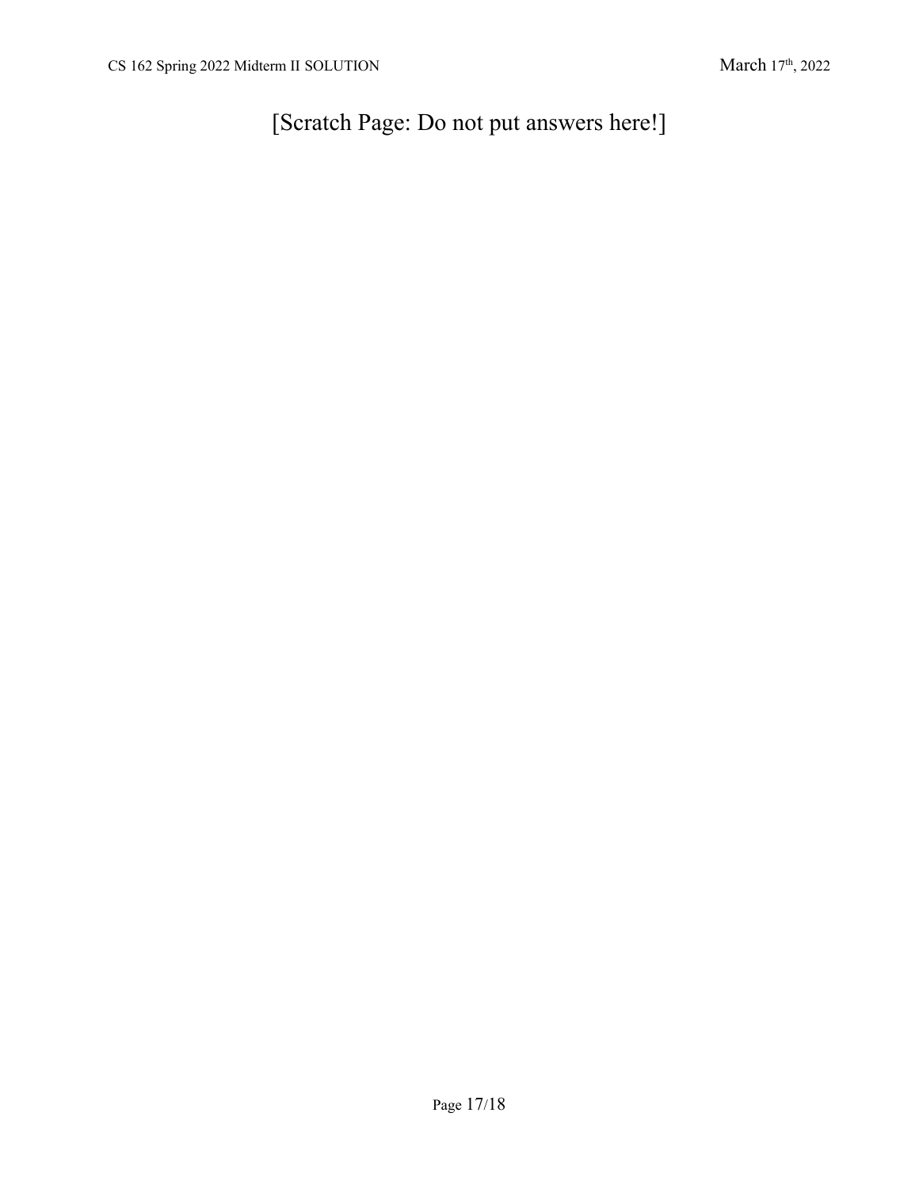# [Scratch Page: Do not put answers here!]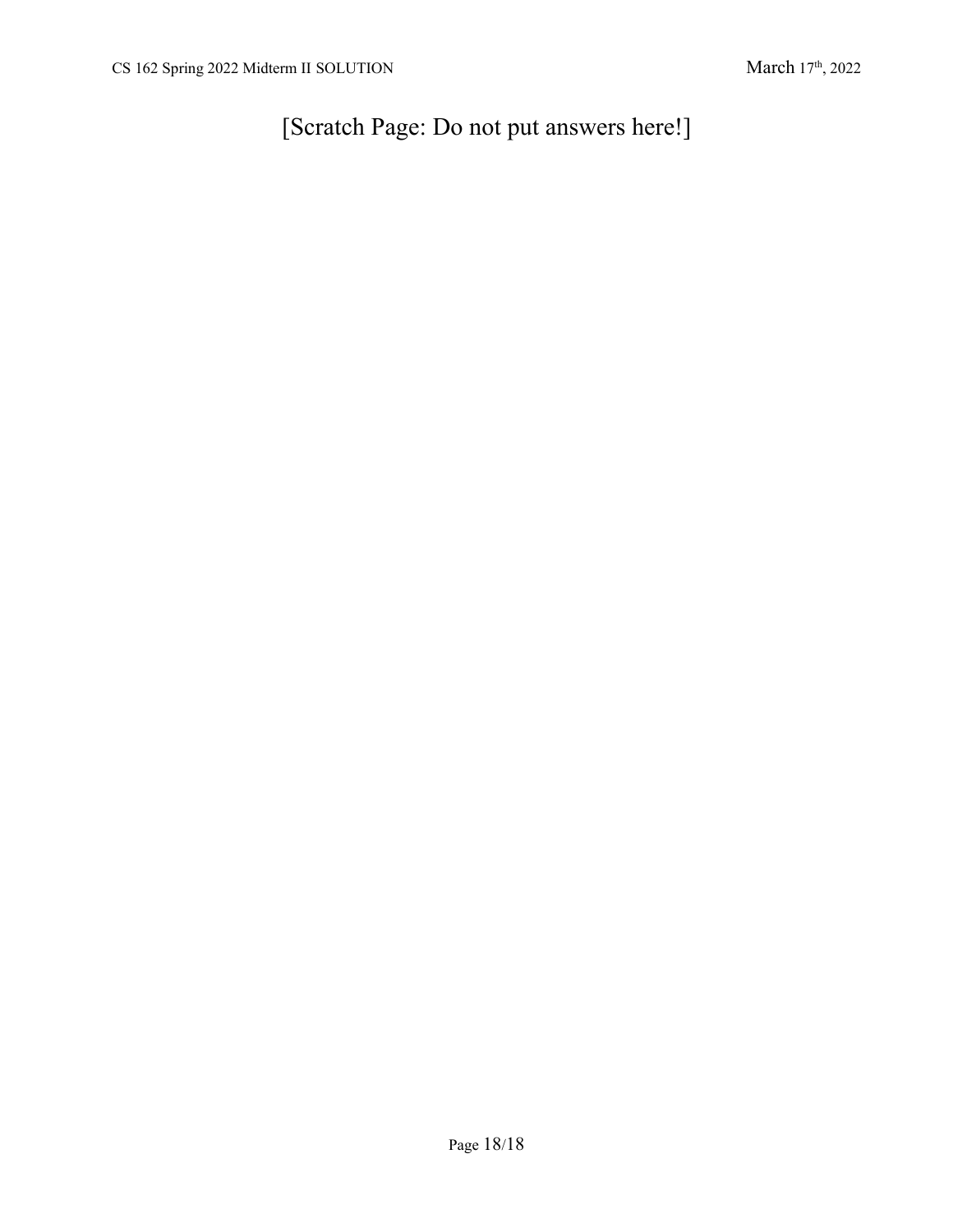# [Scratch Page: Do not put answers here!]